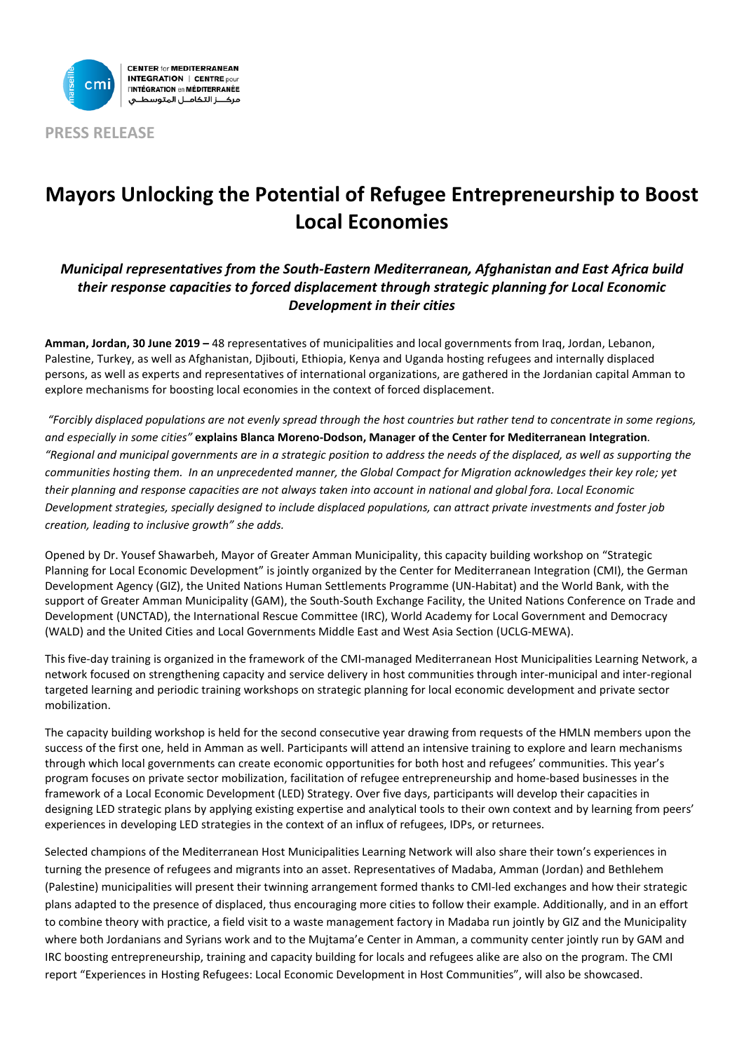CENTER for MEDITERRANEAN INTEGRATION | CENTRE pour l'INTÉGRATION en MÉDITERRANÉE
مركـــز التكامـل المتوسطـي

**PRESS RELEASE**

# Mayors Unlocking the Potential of Refugee Entrepreneurship to Boost Local Economies

***Municipal representatives from the South-Eastern Mediterranean, Afghanistan and East Africa build their response capacities to forced displacement through strategic planning for Local Economic Development in their cities***

**Amman, Jordan, 30 June 2019 –** 48 representatives of municipalities and local governments from Iraq, Jordan, Lebanon, Palestine, Turkey, as well as Afghanistan, Djibouti, Ethiopia, Kenya and Uganda hosting refugees and internally displaced persons, as well as experts and representatives of international organizations, are gathered in the Jordanian capital Amman to explore mechanisms for boosting local economies in the context of forced displacement.

*"Forcibly displaced populations are not evenly spread through the host countries but rather tend to concentrate in some regions, and especially in some cities"* **explains Blanca Moreno-Dodson, Manager of the Center for Mediterranean Integration**. *"Regional and municipal governments are in a strategic position to address the needs of the displaced, as well as supporting the communities hosting them. In an unprecedented manner, the Global Compact for Migration acknowledges their key role; yet their planning and response capacities are not always taken into account in national and global fora. Local Economic Development strategies, specially designed to include displaced populations, can attract private investments and foster job creation, leading to inclusive growth" she adds.*

Opened by Dr. Yousef Shawarbeh, Mayor of Greater Amman Municipality, this capacity building workshop on "Strategic Planning for Local Economic Development" is jointly organized by the Center for Mediterranean Integration (CMI), the German Development Agency (GIZ), the United Nations Human Settlements Programme (UN-Habitat) and the World Bank, with the support of Greater Amman Municipality (GAM), the South-South Exchange Facility, the United Nations Conference on Trade and Development (UNCTAD), the International Rescue Committee (IRC), World Academy for Local Government and Democracy (WALD) and the United Cities and Local Governments Middle East and West Asia Section (UCLG-MEWA).

This five-day training is organized in the framework of the CMI-managed Mediterranean Host Municipalities Learning Network, a network focused on strengthening capacity and service delivery in host communities through inter-municipal and inter-regional targeted learning and periodic training workshops on strategic planning for local economic development and private sector mobilization.

The capacity building workshop is held for the second consecutive year drawing from requests of the HMLN members upon the success of the first one, held in Amman as well. Participants will attend an intensive training to explore and learn mechanisms through which local governments can create economic opportunities for both host and refugees' communities. This year's program focuses on private sector mobilization, facilitation of refugee entrepreneurship and home-based businesses in the framework of a Local Economic Development (LED) Strategy. Over five days, participants will develop their capacities in designing LED strategic plans by applying existing expertise and analytical tools to their own context and by learning from peers' experiences in developing LED strategies in the context of an influx of refugees, IDPs, or returnees.

Selected champions of the Mediterranean Host Municipalities Learning Network will also share their town's experiences in turning the presence of refugees and migrants into an asset. Representatives of Madaba, Amman (Jordan) and Bethlehem (Palestine) municipalities will present their twinning arrangement formed thanks to CMI-led exchanges and how their strategic plans adapted to the presence of displaced, thus encouraging more cities to follow their example. Additionally, and in an effort to combine theory with practice, a field visit to a waste management factory in Madaba run jointly by GIZ and the Municipality where both Jordanians and Syrians work and to the Mujtama'e Center in Amman, a community center jointly run by GAM and IRC boosting entrepreneurship, training and capacity building for locals and refugees alike are also on the program. The CMI report "Experiences in Hosting Refugees: Local Economic Development in Host Communities", will also be showcased.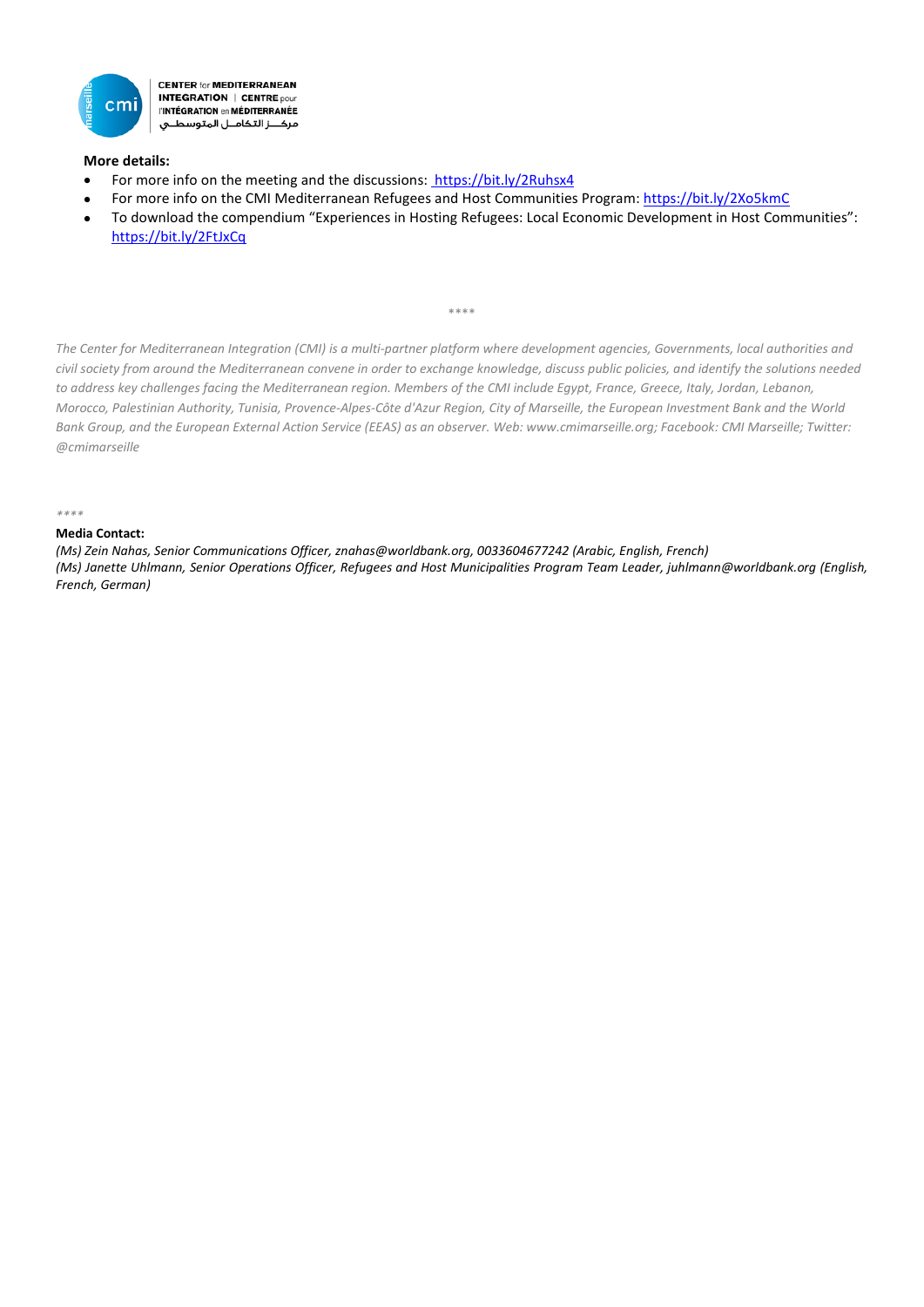**More details:**

- For more info on the meeting and the discussions: https://bit.ly/2Ruhsx4
- For more info on the CMI Mediterranean Refugees and Host Communities Program: https://bit.ly/2Xo5kmC
- To download the compendium “Experiences in Hosting Refugees: Local Economic Development in Host Communities”: https://bit.ly/2FtJxCq

****

*The Center for Mediterranean Integration (CMI) is a multi-partner platform where development agencies, Governments, local authorities and civil society from around the Mediterranean convene in order to exchange knowledge, discuss public policies, and identify the solutions needed to address key challenges facing the Mediterranean region. Members of the CMI include Egypt, France, Greece, Italy, Jordan, Lebanon, Morocco, Palestinian Authority, Tunisia, Provence-Alpes-Côte d'Azur Region, City of Marseille, the European Investment Bank and the World Bank Group, and the European External Action Service (EEAS) as an observer. Web: www.cmimarseille.org; Facebook: CMI Marseille; Twitter: @cmimarseille*

****

**Media Contact:**

*(Ms) Zein Nahas, Senior Communications Officer, znahas@worldbank.org, 0033604677242 (Arabic, English, French)*
*(Ms) Janette Uhlmann, Senior Operations Officer, Refugees and Host Municipalities Program Team Leader, juhlmann@worldbank.org (English, French, German)*